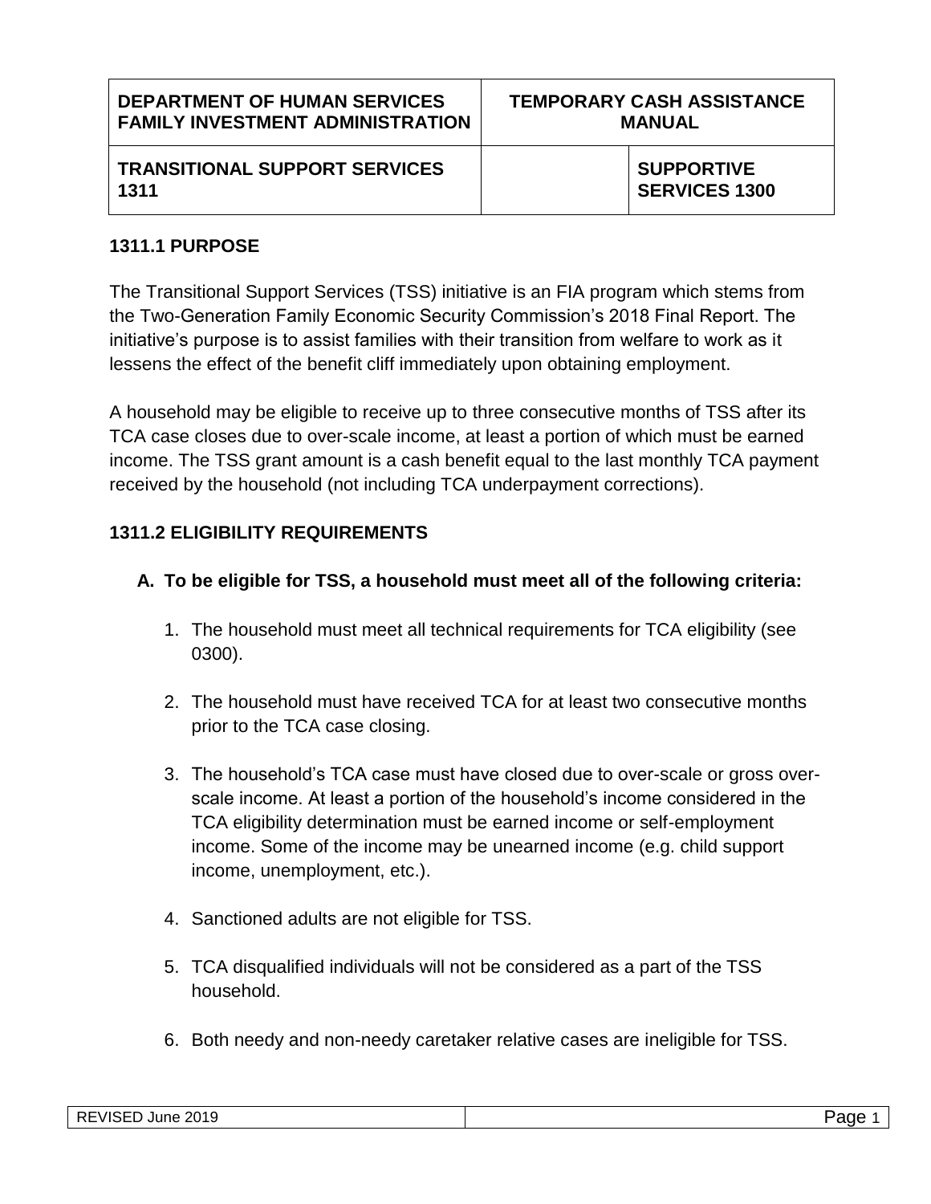| DEPARTMENT OF HUMAN SERVICES FAMILY INVESTMENT ADMINISTRATION | TEMPORARY CASH ASSISTANCE MANUAL | |
|---|---|---|
| **TRANSITIONAL SUPPORT SERVICES 1311** | | **SUPPORTIVE SERVICES 1300** |

## 1311.1 PURPOSE

The Transitional Support Services (TSS) initiative is an FIA program which stems from the Two-Generation Family Economic Security Commission's 2018 Final Report. The initiative's purpose is to assist families with their transition from welfare to work as it lessens the effect of the benefit cliff immediately upon obtaining employment.

A household may be eligible to receive up to three consecutive months of TSS after its TCA case closes due to over-scale income, at least a portion of which must be earned income. The TSS grant amount is a cash benefit equal to the last monthly TCA payment received by the household (not including TCA underpayment corrections).

## 1311.2 ELIGIBILITY REQUIREMENTS

**A. To be eligible for TSS, a household must meet all of the following criteria:**

1. The household must meet all technical requirements for TCA eligibility (see 0300).

2. The household must have received TCA for at least two consecutive months prior to the TCA case closing.

3. The household's TCA case must have closed due to over-scale or gross over-scale income. At least a portion of the household's income considered in the TCA eligibility determination must be earned income or self-employment income. Some of the income may be unearned income (e.g. child support income, unemployment, etc.).

4. Sanctioned adults are not eligible for TSS.

5. TCA disqualified individuals will not be considered as a part of the TSS household.

6. Both needy and non-needy caretaker relative cases are ineligible for TSS.

REVISED June 2019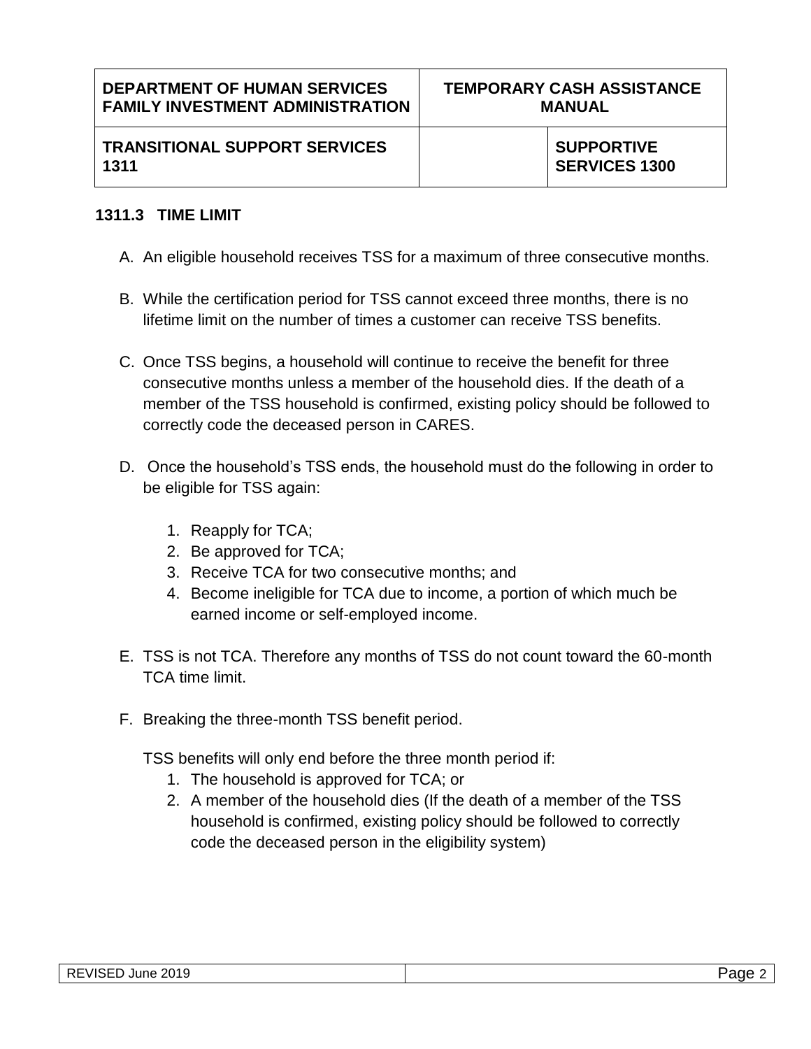### 1311.3 TIME LIMIT

A. An eligible household receives TSS for a maximum of three consecutive months.

B. While the certification period for TSS cannot exceed three months, there is no lifetime limit on the number of times a customer can receive TSS benefits.

C. Once TSS begins, a household will continue to receive the benefit for three consecutive months unless a member of the household dies. If the death of a member of the TSS household is confirmed, existing policy should be followed to correctly code the deceased person in CARES.

D. Once the household's TSS ends, the household must do the following in order to be eligible for TSS again:

   1. Reapply for TCA;
   2. Be approved for TCA;
   3. Receive TCA for two consecutive months; and
   4. Become ineligible for TCA due to income, a portion of which much be earned income or self-employed income.

E. TSS is not TCA. Therefore any months of TSS do not count toward the 60-month TCA time limit.

F. Breaking the three-month TSS benefit period.

   TSS benefits will only end before the three month period if:

   1. The household is approved for TCA; or
   2. A member of the household dies (If the death of a member of the TSS household is confirmed, existing policy should be followed to correctly code the deceased person in the eligibility system)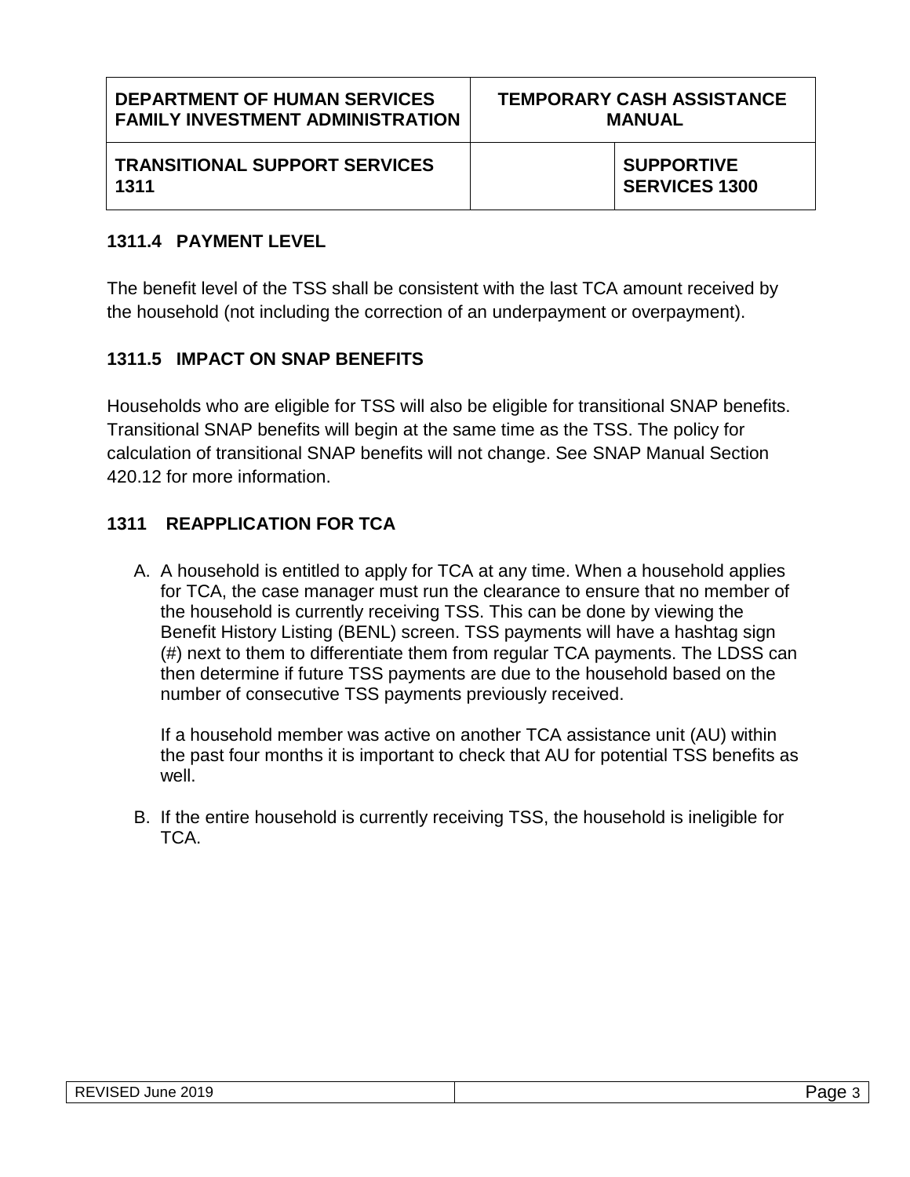### 1311.4 PAYMENT LEVEL

The benefit level of the TSS shall be consistent with the last TCA amount received by the household (not including the correction of an underpayment or overpayment).

### 1311.5 IMPACT ON SNAP BENEFITS

Households who are eligible for TSS will also be eligible for transitional SNAP benefits. Transitional SNAP benefits will begin at the same time as the TSS. The policy for calculation of transitional SNAP benefits will not change. See SNAP Manual Section 420.12 for more information.

### 1311 REAPPLICATION FOR TCA

A. A household is entitled to apply for TCA at any time. When a household applies for TCA, the case manager must run the clearance to ensure that no member of the household is currently receiving TSS. This can be done by viewing the Benefit History Listing (BENL) screen. TSS payments will have a hashtag sign (#) next to them to differentiate them from regular TCA payments. The LDSS can then determine if future TSS payments are due to the household based on the number of consecutive TSS payments previously received.

   If a household member was active on another TCA assistance unit (AU) within the past four months it is important to check that AU for potential TSS benefits as well.

B. If the entire household is currently receiving TSS, the household is ineligible for TCA.